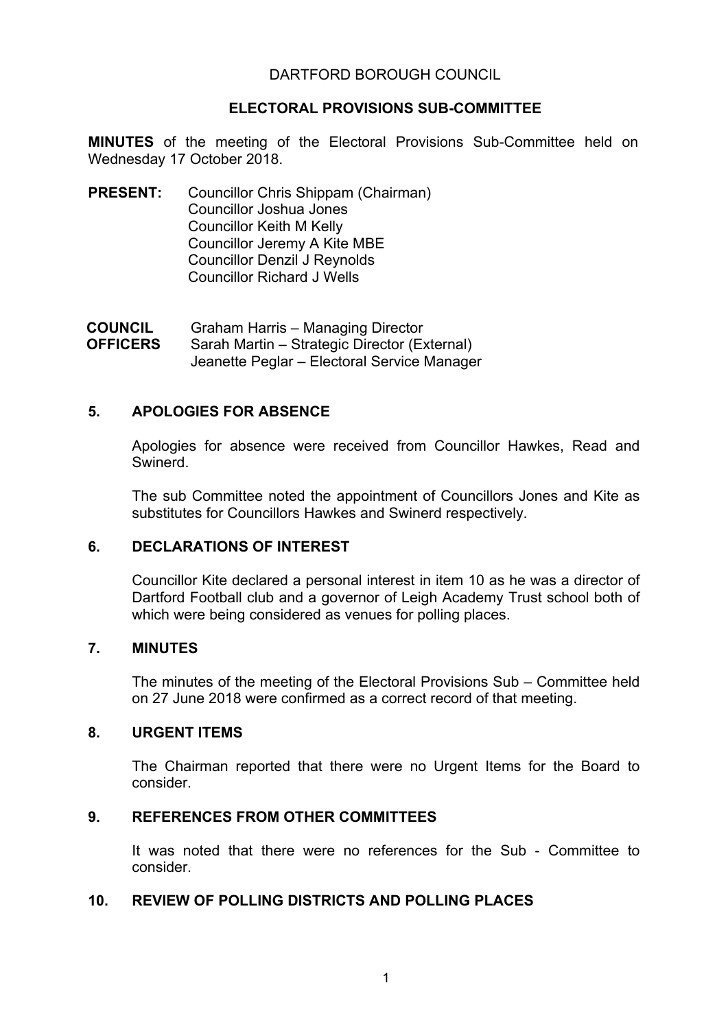DARTFORD BOROUGH COUNCIL

**ELECTORAL PROVISIONS SUB-COMMITTEE**

**MINUTES** of the meeting of the Electoral Provisions Sub-Committee held on Wednesday 17 October 2018.

**PRESENT:** Councillor Chris Shippam (Chairman)
Councillor Joshua Jones
Councillor Keith M Kelly
Councillor Jeremy A Kite MBE
Councillor Denzil J Reynolds
Councillor Richard J Wells

**COUNCIL OFFICERS** Graham Harris – Managing Director
Sarah Martin – Strategic Director (External)
Jeanette Peglar – Electoral Service Manager

## 5. APOLOGIES FOR ABSENCE

Apologies for absence were received from Councillor Hawkes, Read and Swinerd.

The sub Committee noted the appointment of Councillors Jones and Kite as substitutes for Councillors Hawkes and Swinerd respectively.

## 6. DECLARATIONS OF INTEREST

Councillor Kite declared a personal interest in item 10 as he was a director of Dartford Football club and a governor of Leigh Academy Trust school both of which were being considered as venues for polling places.

## 7. MINUTES

The minutes of the meeting of the Electoral Provisions Sub – Committee held on 27 June 2018 were confirmed as a correct record of that meeting.

## 8. URGENT ITEMS

The Chairman reported that there were no Urgent Items for the Board to consider.

## 9. REFERENCES FROM OTHER COMMITTEES

It was noted that there were no references for the Sub - Committee to consider.

## 10. REVIEW OF POLLING DISTRICTS AND POLLING PLACES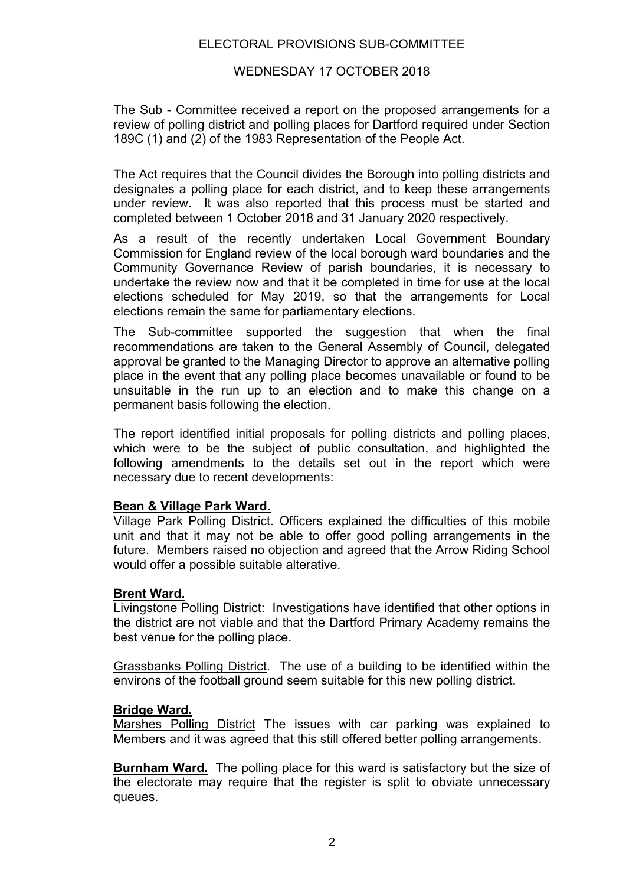ELECTORAL PROVISIONS SUB-COMMITTEE

WEDNESDAY 17 OCTOBER 2018

The Sub - Committee received a report on the proposed arrangements for a review of polling district and polling places for Dartford required under Section 189C (1) and (2) of the 1983 Representation of the People Act.

The Act requires that the Council divides the Borough into polling districts and designates a polling place for each district, and to keep these arrangements under review. It was also reported that this process must be started and completed between 1 October 2018 and 31 January 2020 respectively.

As a result of the recently undertaken Local Government Boundary Commission for England review of the local borough ward boundaries and the Community Governance Review of parish boundaries, it is necessary to undertake the review now and that it be completed in time for use at the local elections scheduled for May 2019, so that the arrangements for Local elections remain the same for parliamentary elections.

The Sub-committee supported the suggestion that when the final recommendations are taken to the General Assembly of Council, delegated approval be granted to the Managing Director to approve an alternative polling place in the event that any polling place becomes unavailable or found to be unsuitable in the run up to an election and to make this change on a permanent basis following the election.

The report identified initial proposals for polling districts and polling places, which were to be the subject of public consultation, and highlighted the following amendments to the details set out in the report which were necessary due to recent developments:

**Bean & Village Park Ward.**

Village Park Polling District. Officers explained the difficulties of this mobile unit and that it may not be able to offer good polling arrangements in the future. Members raised no objection and agreed that the Arrow Riding School would offer a possible suitable alterative.

**Brent Ward.**

Livingstone Polling District: Investigations have identified that other options in the district are not viable and that the Dartford Primary Academy remains the best venue for the polling place.

Grassbanks Polling District. The use of a building to be identified within the environs of the football ground seem suitable for this new polling district.

**Bridge Ward.**

Marshes Polling District The issues with car parking was explained to Members and it was agreed that this still offered better polling arrangements.

**Burnham Ward.** The polling place for this ward is satisfactory but the size of the electorate may require that the register is split to obviate unnecessary queues.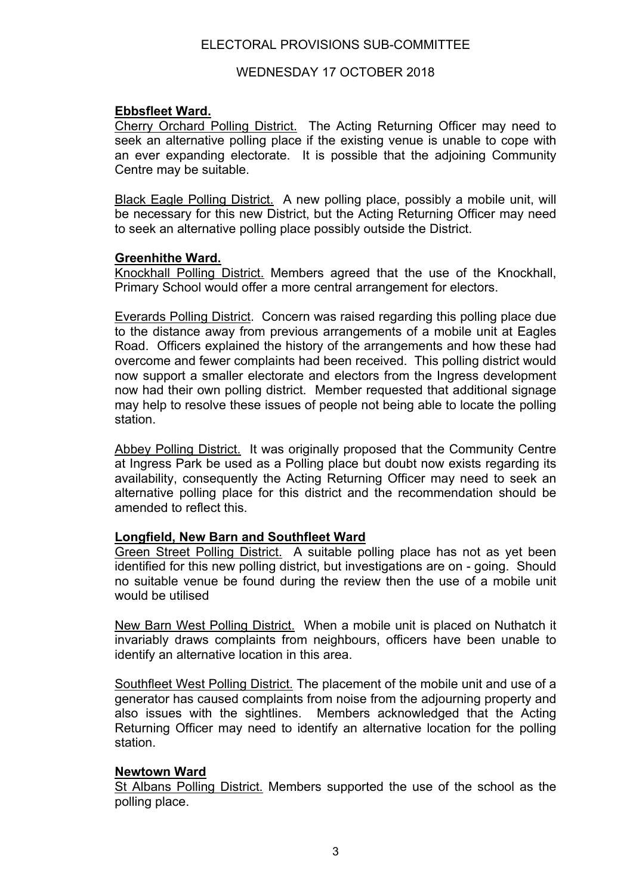**Ebbsfleet Ward.**

Cherry Orchard Polling District. The Acting Returning Officer may need to seek an alternative polling place if the existing venue is unable to cope with an ever expanding electorate. It is possible that the adjoining Community Centre may be suitable.

Black Eagle Polling District. A new polling place, possibly a mobile unit, will be necessary for this new District, but the Acting Returning Officer may need to seek an alternative polling place possibly outside the District.

**Greenhithe Ward.**

Knockhall Polling District. Members agreed that the use of the Knockhall, Primary School would offer a more central arrangement for electors.

Everards Polling District. Concern was raised regarding this polling place due to the distance away from previous arrangements of a mobile unit at Eagles Road. Officers explained the history of the arrangements and how these had overcome and fewer complaints had been received. This polling district would now support a smaller electorate and electors from the Ingress development now had their own polling district. Member requested that additional signage may help to resolve these issues of people not being able to locate the polling station.

Abbey Polling District. It was originally proposed that the Community Centre at Ingress Park be used as a Polling place but doubt now exists regarding its availability, consequently the Acting Returning Officer may need to seek an alternative polling place for this district and the recommendation should be amended to reflect this.

**Longfield, New Barn and Southfleet Ward**

Green Street Polling District. A suitable polling place has not as yet been identified for this new polling district, but investigations are on - going. Should no suitable venue be found during the review then the use of a mobile unit would be utilised

New Barn West Polling District. When a mobile unit is placed on Nuthatch it invariably draws complaints from neighbours, officers have been unable to identify an alternative location in this area.

Southfleet West Polling District. The placement of the mobile unit and use of a generator has caused complaints from noise from the adjourning property and also issues with the sightlines. Members acknowledged that the Acting Returning Officer may need to identify an alternative location for the polling station.

**Newtown Ward**

St Albans Polling District. Members supported the use of the school as the polling place.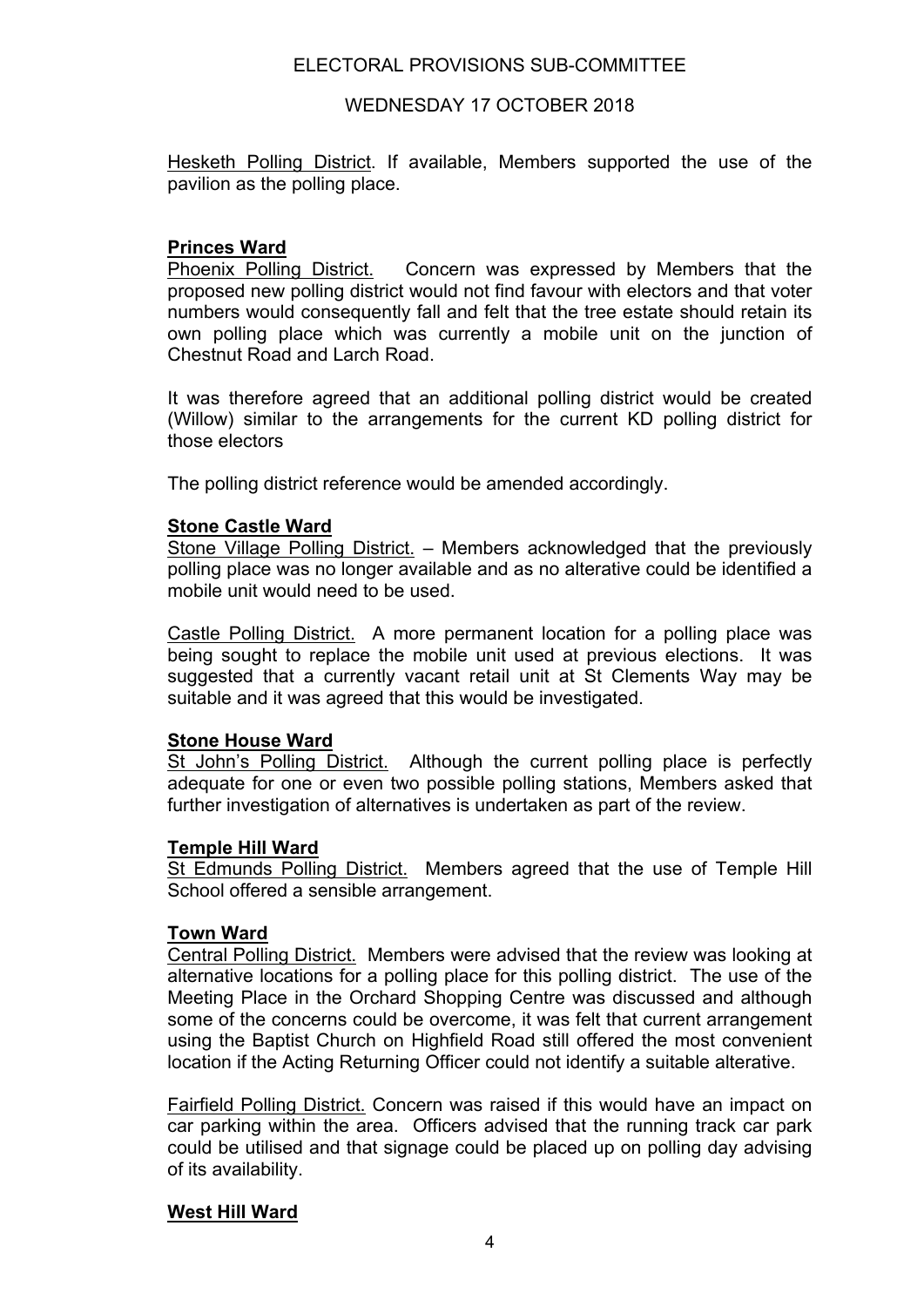Hesketh Polling District. If available, Members supported the use of the pavilion as the polling place.

**Princes Ward**

Phoenix Polling District. Concern was expressed by Members that the proposed new polling district would not find favour with electors and that voter numbers would consequently fall and felt that the tree estate should retain its own polling place which was currently a mobile unit on the junction of Chestnut Road and Larch Road.

It was therefore agreed that an additional polling district would be created (Willow) similar to the arrangements for the current KD polling district for those electors

The polling district reference would be amended accordingly.

**Stone Castle Ward**

Stone Village Polling District. – Members acknowledged that the previously polling place was no longer available and as no alterative could be identified a mobile unit would need to be used.

Castle Polling District. A more permanent location for a polling place was being sought to replace the mobile unit used at previous elections. It was suggested that a currently vacant retail unit at St Clements Way may be suitable and it was agreed that this would be investigated.

**Stone House Ward**

St John's Polling District. Although the current polling place is perfectly adequate for one or even two possible polling stations, Members asked that further investigation of alternatives is undertaken as part of the review.

**Temple Hill Ward**

St Edmunds Polling District. Members agreed that the use of Temple Hill School offered a sensible arrangement.

**Town Ward**

Central Polling District. Members were advised that the review was looking at alternative locations for a polling place for this polling district. The use of the Meeting Place in the Orchard Shopping Centre was discussed and although some of the concerns could be overcome, it was felt that current arrangement using the Baptist Church on Highfield Road still offered the most convenient location if the Acting Returning Officer could not identify a suitable alterative.

Fairfield Polling District. Concern was raised if this would have an impact on car parking within the area. Officers advised that the running track car park could be utilised and that signage could be placed up on polling day advising of its availability.

**West Hill Ward**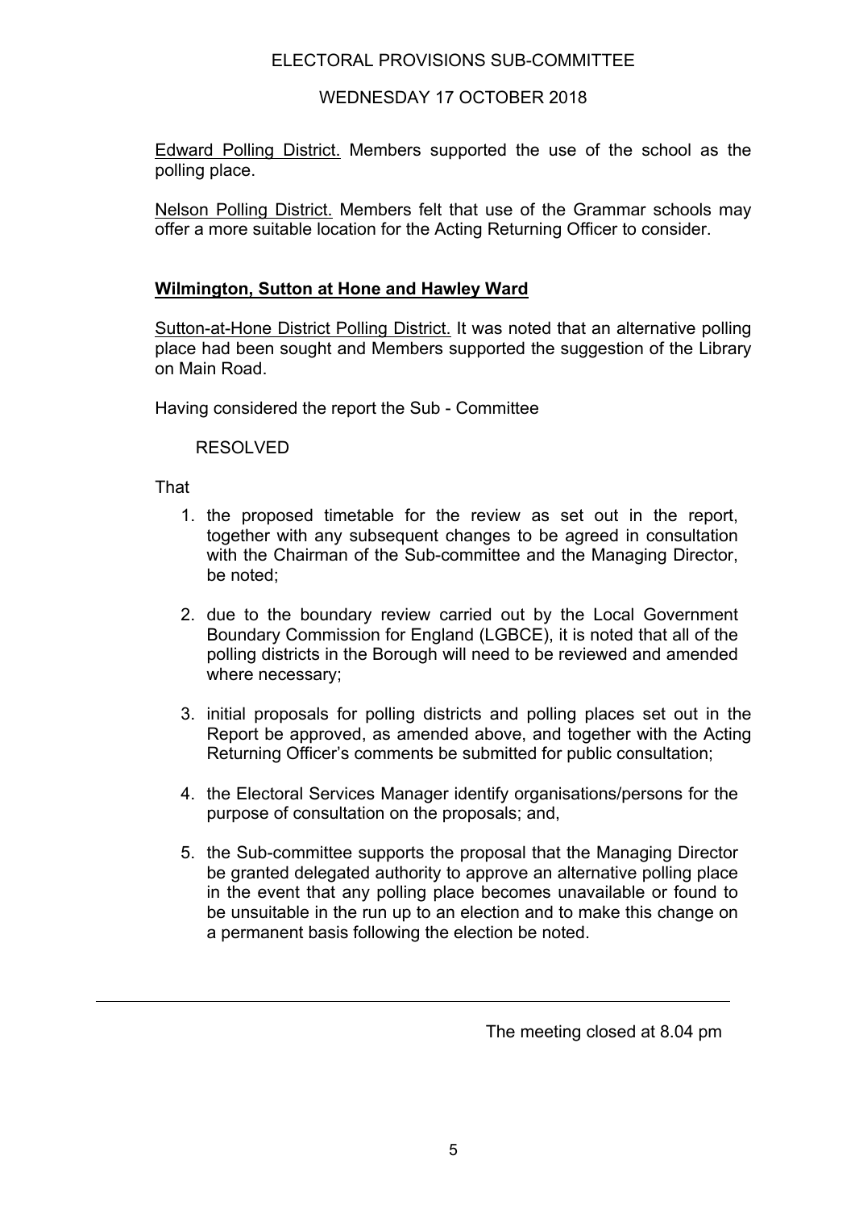Edward Polling District. Members supported the use of the school as the polling place.

Nelson Polling District. Members felt that use of the Grammar schools may offer a more suitable location for the Acting Returning Officer to consider.

## Wilmington, Sutton at Hone and Hawley Ward

Sutton-at-Hone District Polling District. It was noted that an alternative polling place had been sought and Members supported the suggestion of the Library on Main Road.

Having considered the report the Sub - Committee

RESOLVED

That

1. the proposed timetable for the review as set out in the report, together with any subsequent changes to be agreed in consultation with the Chairman of the Sub-committee and the Managing Director, be noted;
2. due to the boundary review carried out by the Local Government Boundary Commission for England (LGBCE), it is noted that all of the polling districts in the Borough will need to be reviewed and amended where necessary;
3. initial proposals for polling districts and polling places set out in the Report be approved, as amended above, and together with the Acting Returning Officer's comments be submitted for public consultation;
4. the Electoral Services Manager identify organisations/persons for the purpose of consultation on the proposals; and,
5. the Sub-committee supports the proposal that the Managing Director be granted delegated authority to approve an alternative polling place in the event that any polling place becomes unavailable or found to be unsuitable in the run up to an election and to make this change on a permanent basis following the election be noted.

---

The meeting closed at 8.04 pm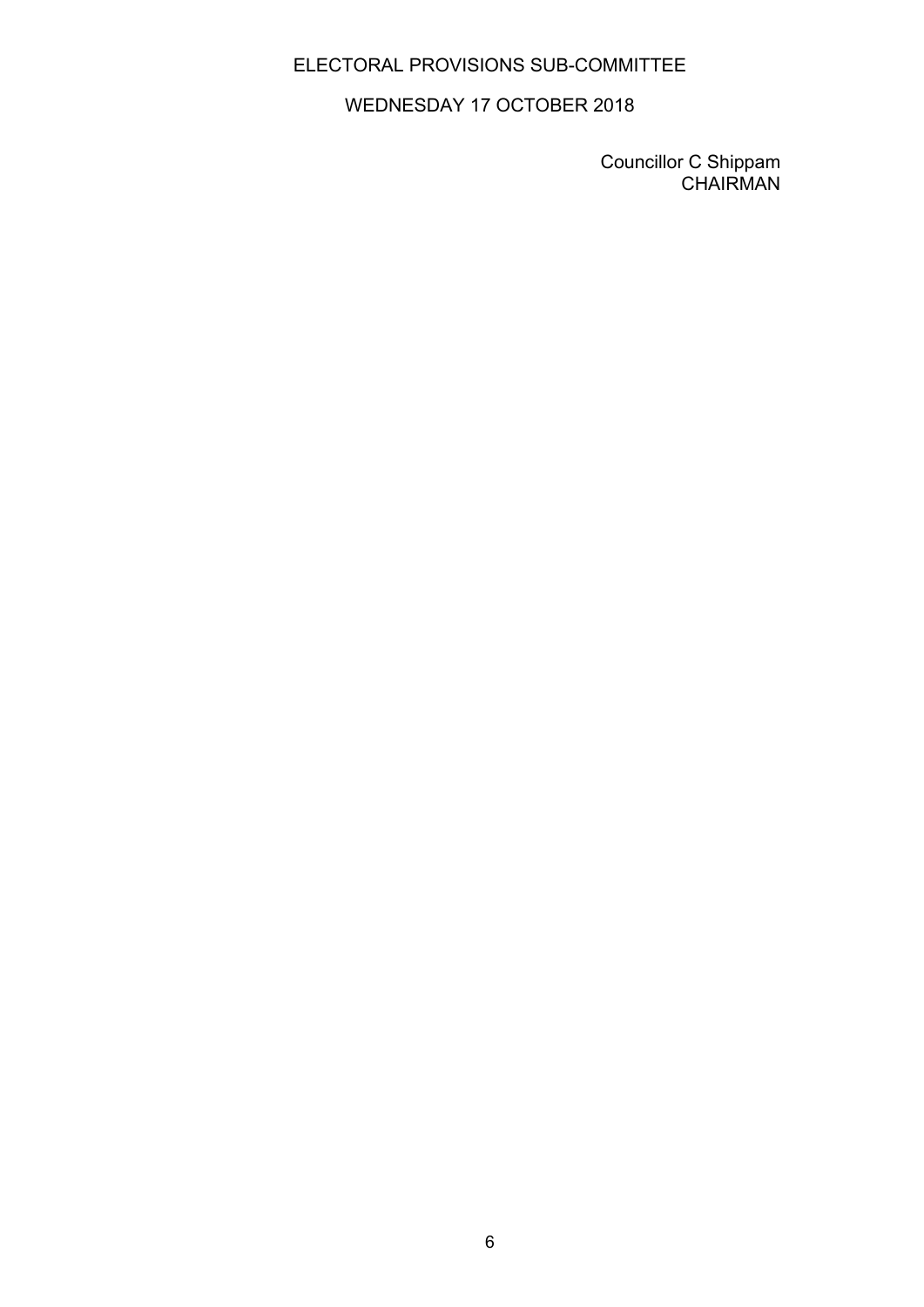ELECTORAL PROVISIONS SUB-COMMITTEE

WEDNESDAY 17 OCTOBER 2018

Councillor C Shippam
CHAIRMAN